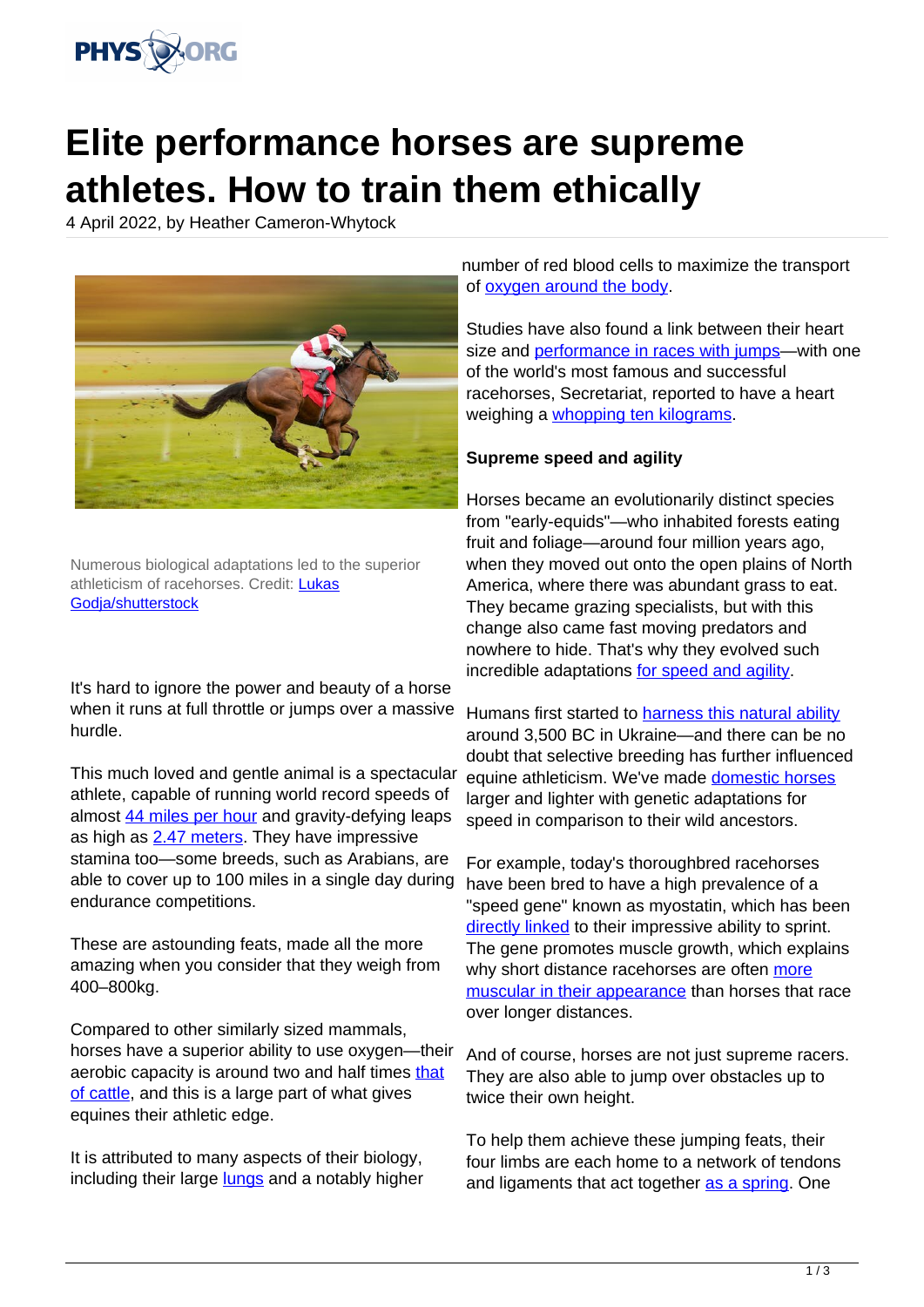# Elite performance horses are supreme athletes. How to train them ethically

4 April 2022, by Heather Cameron-Whytock

Numerous biological adaptations led to the superior athleticism of racehorses. Credit: Lukas Godja/shutterstock

It's hard to ignore the power and beauty of a horse when it runs at full throttle or jumps over a massive hurdle.

This much loved and gentle animal is a spectacular athlete, capable of running world record speeds of almost 44 miles per hour and gravity-defying leaps as high as 2.47 meters. They have impressive stamina too—some breeds, such as Arabians, are able to cover up to 100 miles in a single day during endurance competitions.

These are astounding feats, made all the more amazing when you consider that they weigh from 400–800kg.

Compared to other similarly sized mammals, horses have a superior ability to use oxygen—their aerobic capacity is around two and half times that of cattle, and this is a large part of what gives equines their athletic edge.

It is attributed to many aspects of their biology, including their large lungs and a notably higher number of red blood cells to maximize the transport of oxygen around the body.

Studies have also found a link between their heart size and performance in races with jumps—with one of the world's most famous and successful racehorses, Secretariat, reported to have a heart weighing a whopping ten kilograms.

**Supreme speed and agility**

Horses became an evolutionarily distinct species from "early-equids"—who inhabited forests eating fruit and foliage—around four million years ago, when they moved out onto the open plains of North America, where there was abundant grass to eat. They became grazing specialists, but with this change also came fast moving predators and nowhere to hide. That's why they evolved such incredible adaptations for speed and agility.

Humans first started to harness this natural ability around 3,500 BC in Ukraine—and there can be no doubt that selective breeding has further influenced equine athleticism. We've made domestic horses larger and lighter with genetic adaptations for speed in comparison to their wild ancestors.

For example, today's thoroughbred racehorses have been bred to have a high prevalence of a "speed gene" known as myostatin, which has been directly linked to their impressive ability to sprint. The gene promotes muscle growth, which explains why short distance racehorses are often more muscular in their appearance than horses that race over longer distances.

And of course, horses are not just supreme racers. They are also able to jump over obstacles up to twice their own height.

To help them achieve these jumping feats, their four limbs are each home to a network of tendons and ligaments that act together as a spring. One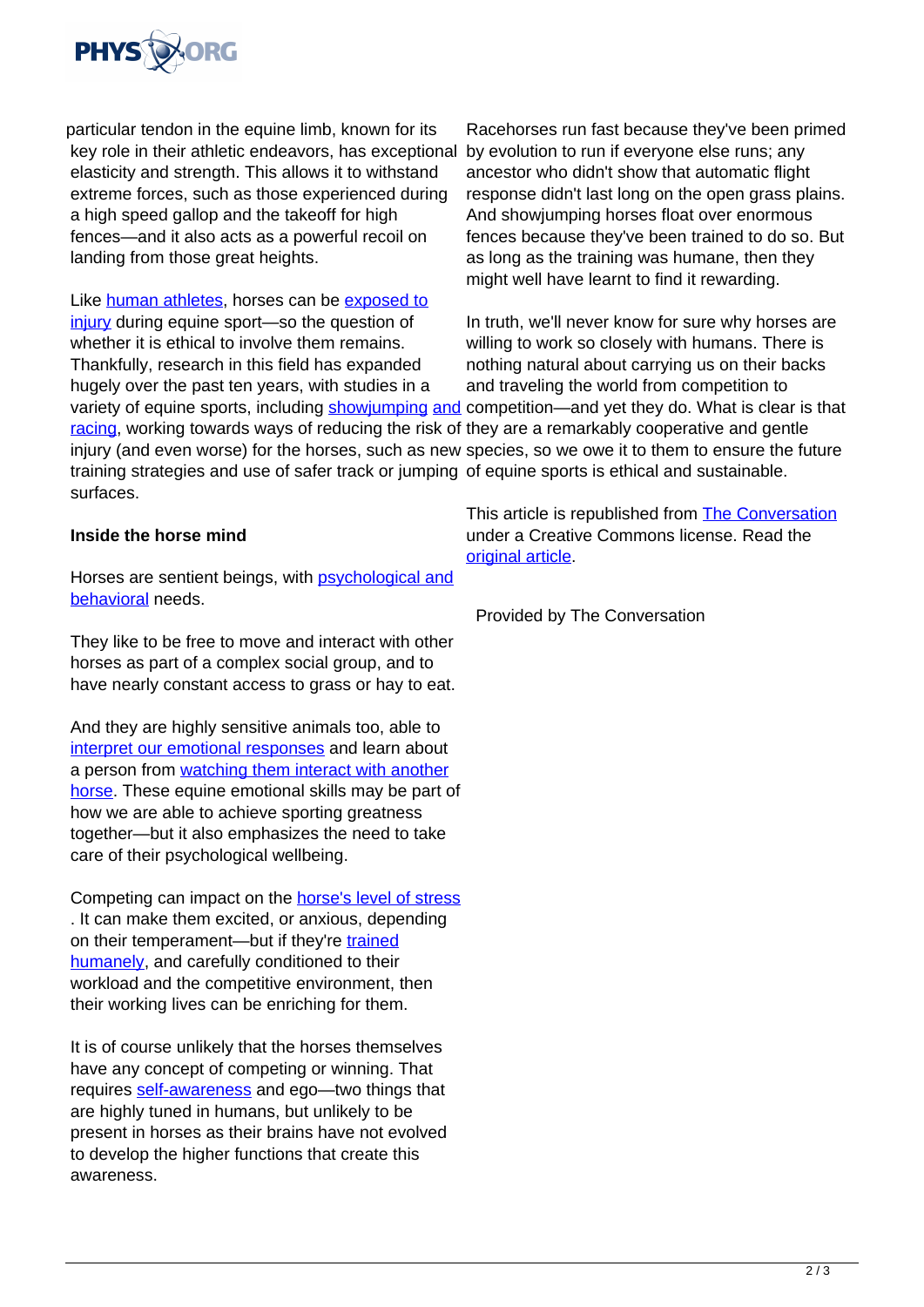particular tendon in the equine limb, known for its key role in their athletic endeavors, has exceptional elasticity and strength. This allows it to withstand extreme forces, such as those experienced during a high speed gallop and the takeoff for high fences—and it also acts as a powerful recoil on landing from those great heights.

Like human athletes, horses can be exposed to injury during equine sport—so the question of whether it is ethical to involve them remains. Thankfully, research in this field has expanded hugely over the past ten years, with studies in a variety of equine sports, including showjumping and racing, working towards ways of reducing the risk of injury (and even worse) for the horses, such as new training strategies and use of safer track or jumping surfaces.

**Inside the horse mind**

Horses are sentient beings, with psychological and behavioral needs.

They like to be free to move and interact with other horses as part of a complex social group, and to have nearly constant access to grass or hay to eat.

And they are highly sensitive animals too, able to interpret our emotional responses and learn about a person from watching them interact with another horse. These equine emotional skills may be part of how we are able to achieve sporting greatness together—but it also emphasizes the need to take care of their psychological wellbeing.

Competing can impact on the horse's level of stress. It can make them excited, or anxious, depending on their temperament—but if they're trained humanely, and carefully conditioned to their workload and the competitive environment, then their working lives can be enriching for them.

It is of course unlikely that the horses themselves have any concept of competing or winning. That requires self-awareness and ego—two things that are highly tuned in humans, but unlikely to be present in horses as their brains have not evolved to develop the higher functions that create this awareness.

Racehorses run fast because they've been primed by evolution to run if everyone else runs; any ancestor who didn't show that automatic flight response didn't last long on the open grass plains. And showjumping horses float over enormous fences because they've been trained to do so. But as long as the training was humane, then they might well have learnt to find it rewarding.

In truth, we'll never know for sure why horses are willing to work so closely with humans. There is nothing natural about carrying us on their backs and traveling the world from competition to competition—and yet they do. What is clear is that they are a remarkably cooperative and gentle species, so we owe it to them to ensure the future of equine sports is ethical and sustainable.

This article is republished from The Conversation under a Creative Commons license. Read the original article.

Provided by The Conversation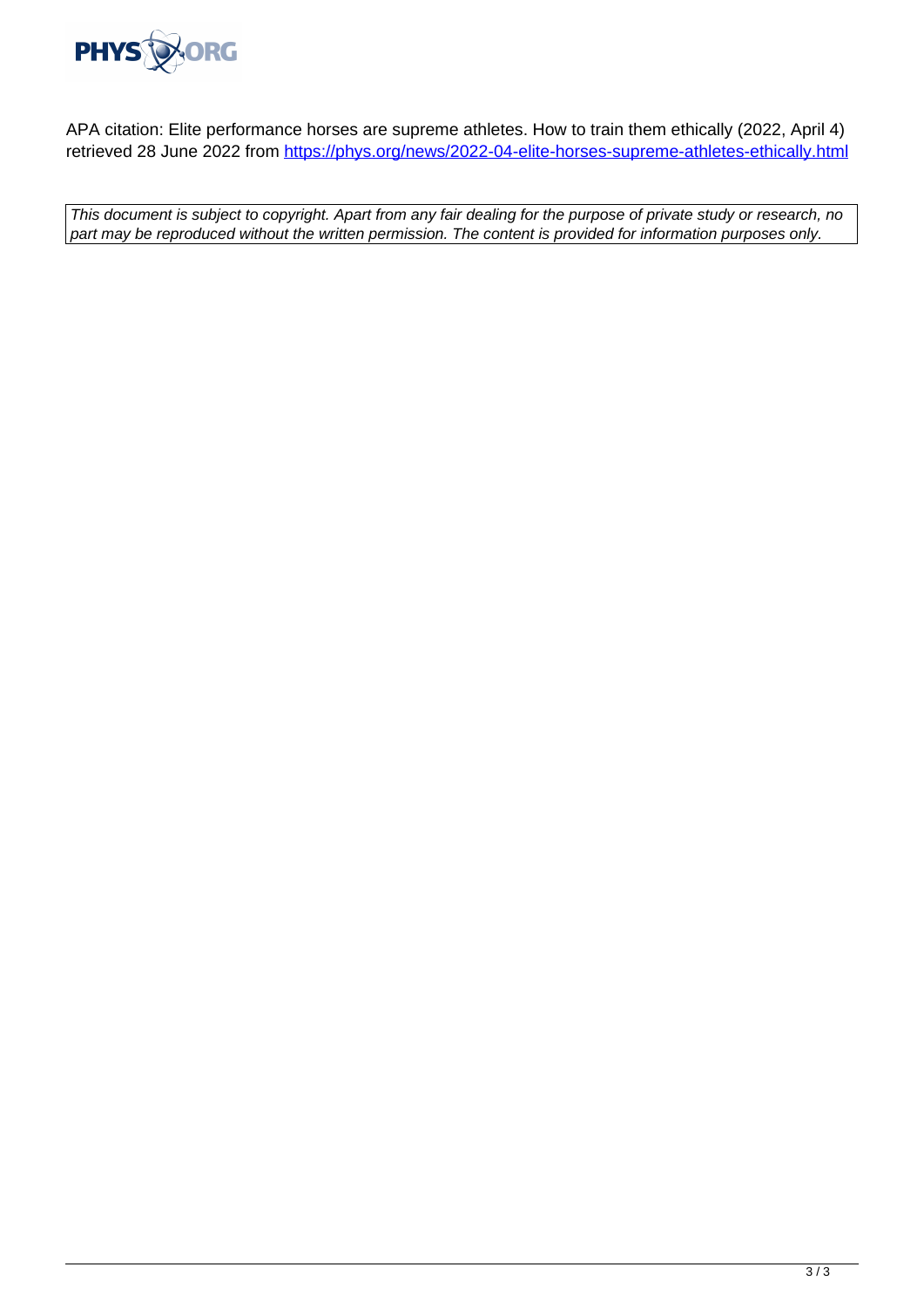APA citation: Elite performance horses are supreme athletes. How to train them ethically (2022, April 4) retrieved 28 June 2022 from https://phys.org/news/2022-04-elite-horses-supreme-athletes-ethically.html

*This document is subject to copyright. Apart from any fair dealing for the purpose of private study or research, no part may be reproduced without the written permission. The content is provided for information purposes only.*